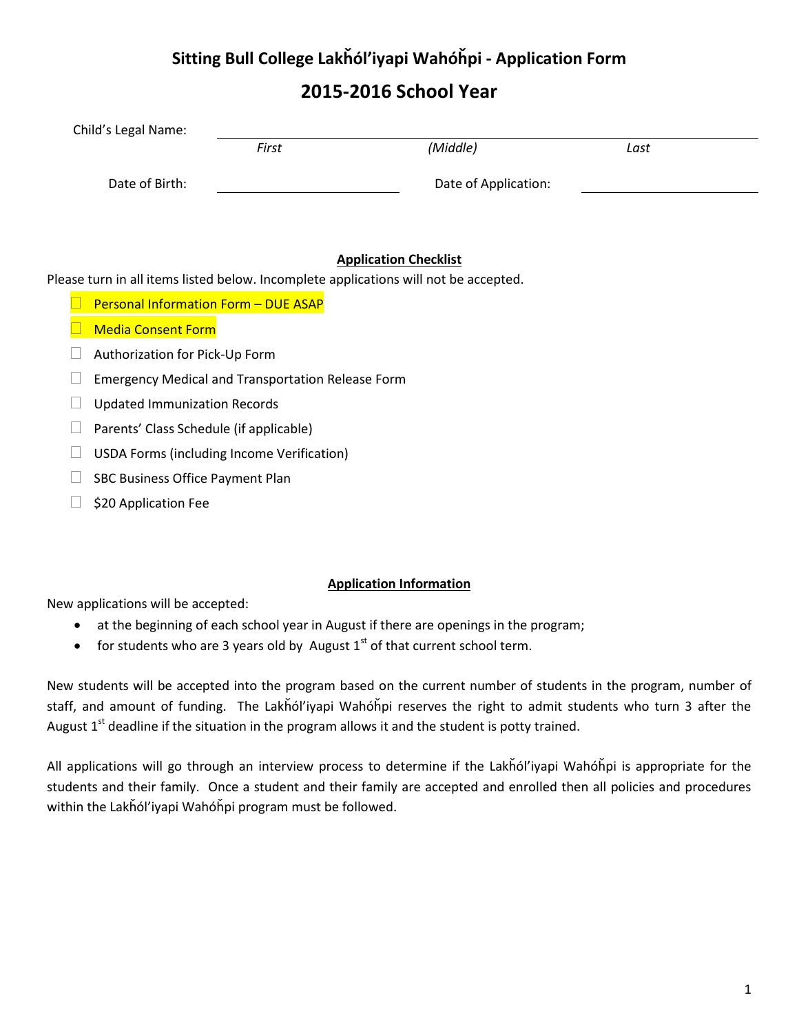# Sitting Bull College Lakȟól'iyapi Wahóȟpi - Application Form

## 2015-2016 School Year

Child's Legal Name: ______________________________________________

*First* *(Middle)* *Last*

Date of Birth: ____________________ Date of Application: ____________________

**Application Checklist**

Please turn in all items listed below. Incomplete applications will not be accepted.

- ☐ Personal Information Form – DUE ASAP
- ☐ Media Consent Form
- ☐ Authorization for Pick-Up Form
- ☐ Emergency Medical and Transportation Release Form
- ☐ Updated Immunization Records
- ☐ Parents' Class Schedule (if applicable)
- ☐ USDA Forms (including Income Verification)
- ☐ SBC Business Office Payment Plan
- ☐ $20 Application Fee

**Application Information**

New applications will be accepted:

- at the beginning of each school year in August if there are openings in the program;
- for students who are 3 years old by August 1st of that current school term.

New students will be accepted into the program based on the current number of students in the program, number of staff, and amount of funding. The Lakȟól'iyapi Wahóȟpi reserves the right to admit students who turn 3 after the August 1st deadline if the situation in the program allows it and the student is potty trained.

All applications will go through an interview process to determine if the Lakȟól'iyapi Wahóȟpi is appropriate for the students and their family. Once a student and their family are accepted and enrolled then all policies and procedures within the Lakȟól'iyapi Wahóȟpi program must be followed.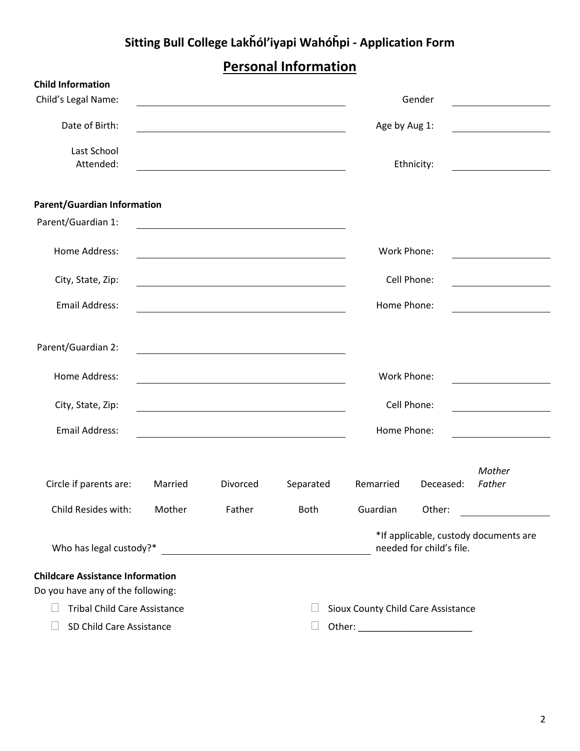## Sitting Bull College Lakȟól'iyapi Wahóȟpi - Application Form

# Personal Information

**Child Information**

| | | | |
|---|---|---|---|
| Child's Legal Name: | | Gender | |
| Date of Birth: | | Age by Aug 1: | |
| Last School Attended: | | Ethnicity: | |

**Parent/Guardian Information**

| | | | |
|---|---|---|---|
| Parent/Guardian 1: | | | |
| Home Address: | | Work Phone: | |
| City, State, Zip: | | Cell Phone: | |
| Email Address: | | Home Phone: | |

| | | | |
|---|---|---|---|
| Parent/Guardian 2: | | | |
| Home Address: | | Work Phone: | |
| City, State, Zip: | | Cell Phone: | |
| Email Address: | | Home Phone: | |

| | | | | | | |
|---|---|---|---|---|---|---|
| Circle if parents are: | Married | Divorced | Separated | Remarried | Deceased: | *Mother* *Father* |
| Child Resides with: | Mother | Father | Both | Guardian | Other: | |

Who has legal custody?* ______________________ *If applicable, custody documents are needed for child's file.

**Childcare Assistance Information**

Do you have any of the following:

- ☐ Tribal Child Care Assistance
- ☐ Sioux County Child Care Assistance
- ☐ SD Child Care Assistance
- ☐ Other: ______________________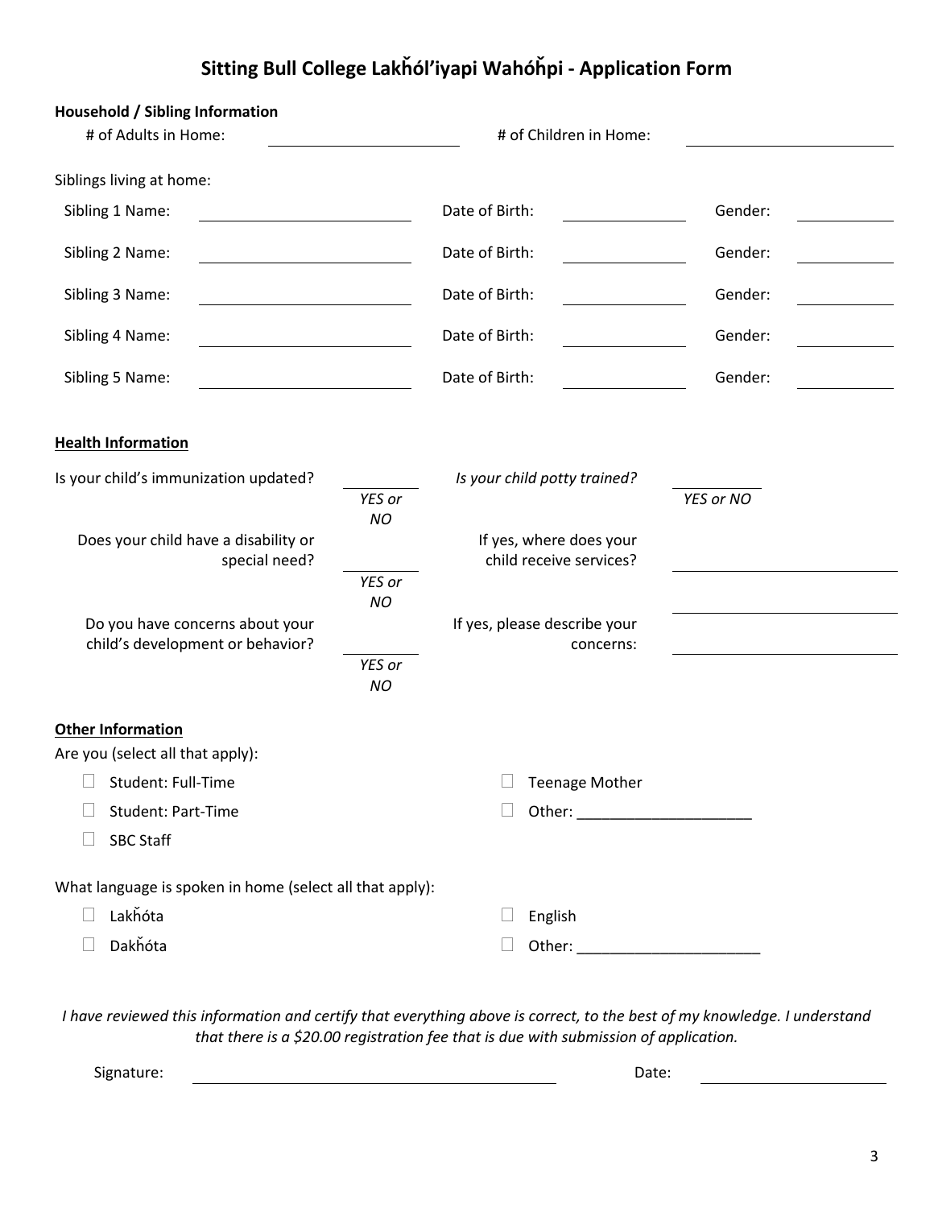# Sitting Bull College Lakȟól'iyapi Wahóȟpi - Application Form

**Household / Sibling Information**

\# of Adults in Home: ____________ # of Children in Home: ____________

Siblings living at home:

| Sibling | Name | Date of Birth | Gender |
|---|---|---|---|
| Sibling 1 Name: | | | |
| Sibling 2 Name: | | | |
| Sibling 3 Name: | | | |
| Sibling 4 Name: | | | |
| Sibling 5 Name: | | | |

**Health Information**

Is your child's immunization updated? ________ *YES or NO*

*Is your child potty trained?* ________ *YES or NO*

Does your child have a disability or special need? ________ *YES or NO*

If yes, where does your child receive services? ____________________

Do you have concerns about your child's development or behavior? ________ *YES or NO*

If yes, please describe your concerns: ____________________

**Other Information**

Are you (select all that apply):

- ☐ Student: Full-Time
- ☐ Student: Part-Time
- ☐ SBC Staff
- ☐ Teenage Mother
- ☐ Other: ____________________

What language is spoken in home (select all that apply):

- ☐ Lakȟóta
- ☐ Dakȟóta
- ☐ English
- ☐ Other: ____________________

*I have reviewed this information and certify that everything above is correct, to the best of my knowledge. I understand that there is a $20.00 registration fee that is due with submission of application.*

Signature: ______________________________ Date: ____________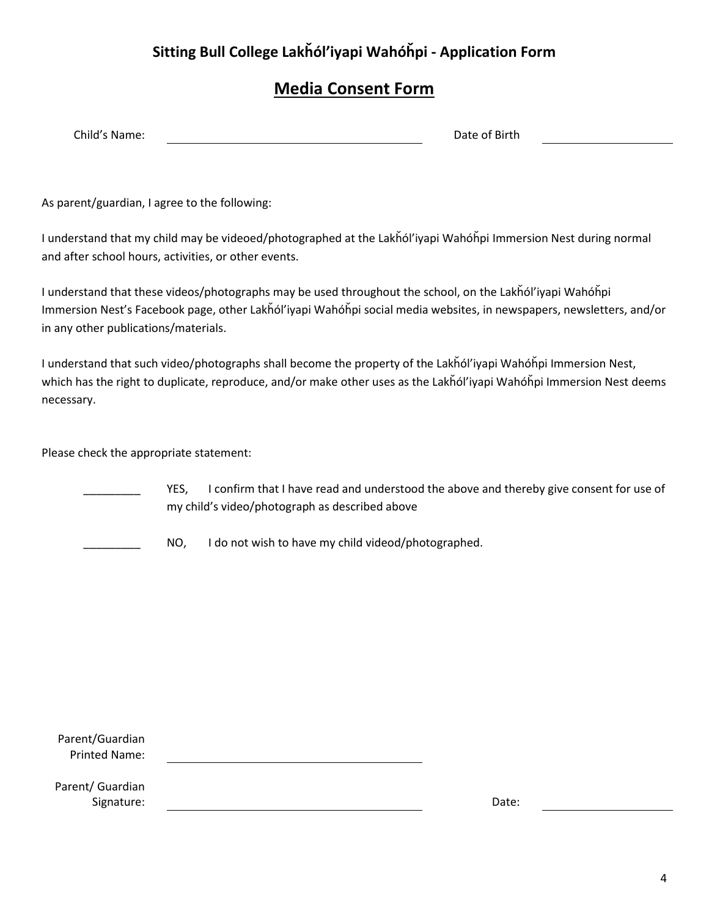## Sitting Bull College Lakȟól'iyapi Wahóȟpi - Application Form

# Media Consent Form

Child's Name: ______________________________ Date of Birth ____________________

As parent/guardian, I agree to the following:

I understand that my child may be videoed/photographed at the Lakȟól'iyapi Wahóȟpi Immersion Nest during normal and after school hours, activities, or other events.

I understand that these videos/photographs may be used throughout the school, on the Lakȟól'iyapi Wahóȟpi Immersion Nest's Facebook page, other Lakȟól'iyapi Wahóȟpi social media websites, in newspapers, newsletters, and/or in any other publications/materials.

I understand that such video/photographs shall become the property of the Lakȟól'iyapi Wahóȟpi Immersion Nest, which has the right to duplicate, reproduce, and/or make other uses as the Lakȟól'iyapi Wahóȟpi Immersion Nest deems necessary.

Please check the appropriate statement:

_________ YES, I confirm that I have read and understood the above and thereby give consent for use of my child's video/photograph as described above

_________ NO, I do not wish to have my child videod/photographed.

Parent/Guardian Printed Name: ______________________________

Parent/ Guardian Signature: ______________________________ Date: ____________________